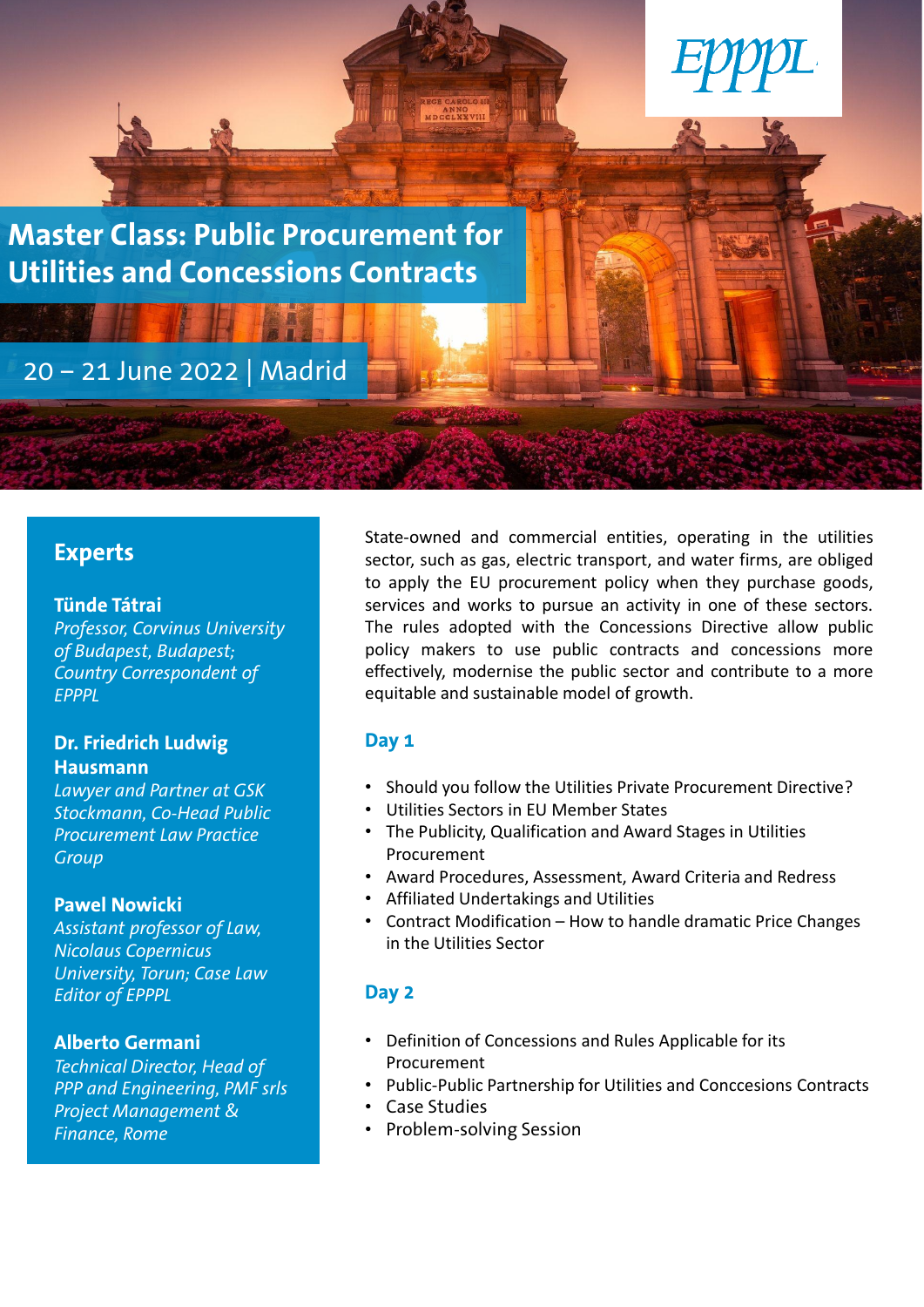EPPPL

# Master Class: Public Procurement for Utilities and Concessions Contracts

20 – 21 June 2022 | Madrid

## Experts

**Tünde Tátrai**
*Professor, Corvinus University of Budapest, Budapest; Country Correspondent of EPPPL*

**Dr. Friedrich Ludwig Hausmann**
*Lawyer and Partner at GSK Stockmann, Co-Head Public Procurement Law Practice Group*

**Pawel Nowicki**
*Assistant professor of Law, Nicolaus Copernicus University, Torun; Case Law Editor of EPPPL*

**Alberto Germani**
*Technical Director, Head of PPP and Engineering, PMF srls Project Management & Finance, Rome*

State-owned and commercial entities, operating in the utilities sector, such as gas, electric transport, and water firms, are obliged to apply the EU procurement policy when they purchase goods, services and works to pursue an activity in one of these sectors. The rules adopted with the Concessions Directive allow public policy makers to use public contracts and concessions more effectively, modernise the public sector and contribute to a more equitable and sustainable model of growth.

## Day 1

- Should you follow the Utilities Private Procurement Directive?
- Utilities Sectors in EU Member States
- The Publicity, Qualification and Award Stages in Utilities Procurement
- Award Procedures, Assessment, Award Criteria and Redress
- Affiliated Undertakings and Utilities
- Contract Modification – How to handle dramatic Price Changes in the Utilities Sector

## Day 2

- Definition of Concessions and Rules Applicable for its Procurement
- Public-Public Partnership for Utilities and Conccesions Contracts
- Case Studies
- Problem-solving Session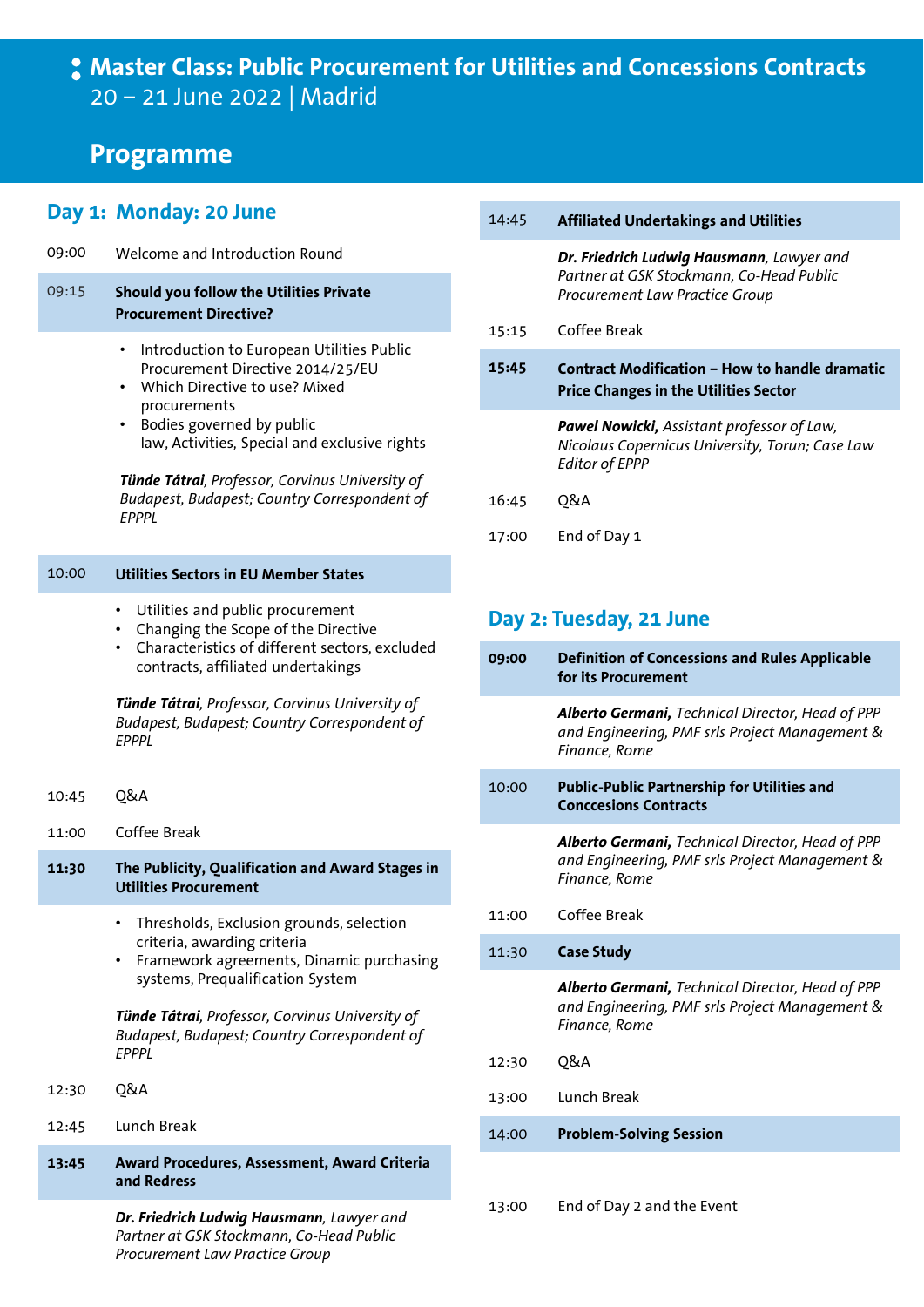# Master Class: Public Procurement for Utilities and Concessions Contracts

20 – 21 June 2022 | Madrid

## Programme

## Day 1: Monday: 20 June

09:00 Welcome and Introduction Round

**09:15 Should you follow the Utilities Private Procurement Directive?**

- Introduction to European Utilities Public Procurement Directive 2014/25/EU
- Which Directive to use? Mixed procurements
- Bodies governed by public law, Activities, Special and exclusive rights

***Tünde Tátrai****, Professor, Corvinus University of Budapest, Budapest; Country Correspondent of EPPPL*

**10:00 Utilities Sectors in EU Member States**

- Utilities and public procurement
- Changing the Scope of the Directive
- Characteristics of different sectors, excluded contracts, affiliated undertakings

***Tünde Tátrai****, Professor, Corvinus University of Budapest, Budapest; Country Correspondent of EPPPL*

10:45 Q&A

11:00 Coffee Break

**11:30 The Publicity, Qualification and Award Stages in Utilities Procurement**

- Thresholds, Exclusion grounds, selection criteria, awarding criteria
- Framework agreements, Dinamic purchasing systems, Prequalification System

***Tünde Tátrai****, Professor, Corvinus University of Budapest, Budapest; Country Correspondent of EPPPL*

12:30 Q&A

12:45 Lunch Break

**13:45 Award Procedures, Assessment, Award Criteria and Redress**

***Dr. Friedrich Ludwig Hausmann****, Lawyer and Partner at GSK Stockmann, Co-Head Public Procurement Law Practice Group*

**14:45 Affiliated Undertakings and Utilities**

***Dr. Friedrich Ludwig Hausmann****, Lawyer and Partner at GSK Stockmann, Co-Head Public Procurement Law Practice Group*

15:15 Coffee Break

**15:45 Contract Modification – How to handle dramatic Price Changes in the Utilities Sector**

***Pawel Nowicki,*** *Assistant professor of Law, Nicolaus Copernicus University, Torun; Case Law Editor of EPPP*

16:45 Q&A

17:00 End of Day 1

## Day 2: Tuesday, 21 June

**09:00 Definition of Concessions and Rules Applicable for its Procurement**

***Alberto Germani,*** *Technical Director, Head of PPP and Engineering, PMF srls Project Management & Finance, Rome*

**10:00 Public-Public Partnership for Utilities and Conccesions Contracts**

***Alberto Germani,*** *Technical Director, Head of PPP and Engineering, PMF srls Project Management & Finance, Rome*

11:00 Coffee Break

**11:30 Case Study**

***Alberto Germani,*** *Technical Director, Head of PPP and Engineering, PMF srls Project Management & Finance, Rome*

12:30 Q&A

13:00 Lunch Break

**14:00 Problem-Solving Session**

13:00 End of Day 2 and the Event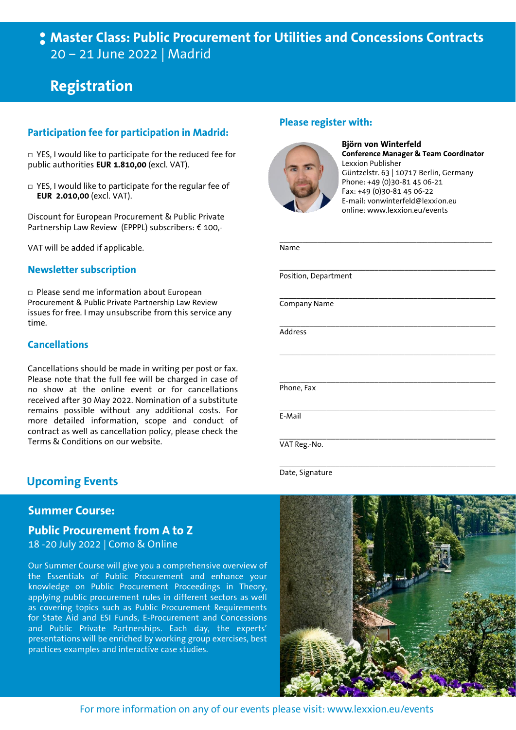# Master Class: Public Procurement for Utilities and Concessions Contracts

20 – 21 June 2022 | Madrid

## Registration

### Participation fee for participation in Madrid:

□ YES, I would like to participate for the reduced fee for public authorities **EUR 1.810,00** (excl. VAT).

□ YES, I would like to participate for the regular fee of **EUR 2.010,00** (excl. VAT).

Discount for European Procurement & Public Private Partnership Law Review (EPPPL) subscribers: € 100,-

VAT will be added if applicable.

### Newsletter subscription

□ Please send me information about European Procurement & Public Private Partnership Law Review issues for free. I may unsubscribe from this service any time.

### Cancellations

Cancellations should be made in writing per post or fax. Please note that the full fee will be charged in case of no show at the online event or for cancellations received after 30 May 2022. Nomination of a substitute remains possible without any additional costs. For more detailed information, scope and conduct of contract as well as cancellation policy, please check the Terms & Conditions on our website.

### Please register with:

**Björn von Winterfeld**
**Conference Manager & Team Coordinator**
Lexxion Publisher
Güntzelstr. 63 | 10717 Berlin, Germany
Phone: +49 (0)30-81 45 06-21
Fax: +49 (0)30-81 45 06-22
E-mail: vonwinterfeld@lexxion.eu
online: www.lexxion.eu/events

______________________________
Name

______________________________
Position, Department

______________________________
Company Name

______________________________
Address

______________________________

______________________________
Phone, Fax

______________________________
E-Mail

______________________________
VAT Reg.-No.

______________________________
Date, Signature

## Upcoming Events

### Summer Course:

### Public Procurement from A to Z

18 -20 July 2022 | Como & Online

Our Summer Course will give you a comprehensive overview of the Essentials of Public Procurement and enhance your knowledge on Public Procurement Proceedings in Theory, applying public procurement rules in different sectors as well as covering topics such as Public Procurement Requirements for State Aid and ESI Funds, E-Procurement and Concessions and Public Private Partnerships. Each day, the experts' presentations will be enriched by working group exercises, best practices examples and interactive case studies.

For more information on any of our events please visit: www.lexxion.eu/events